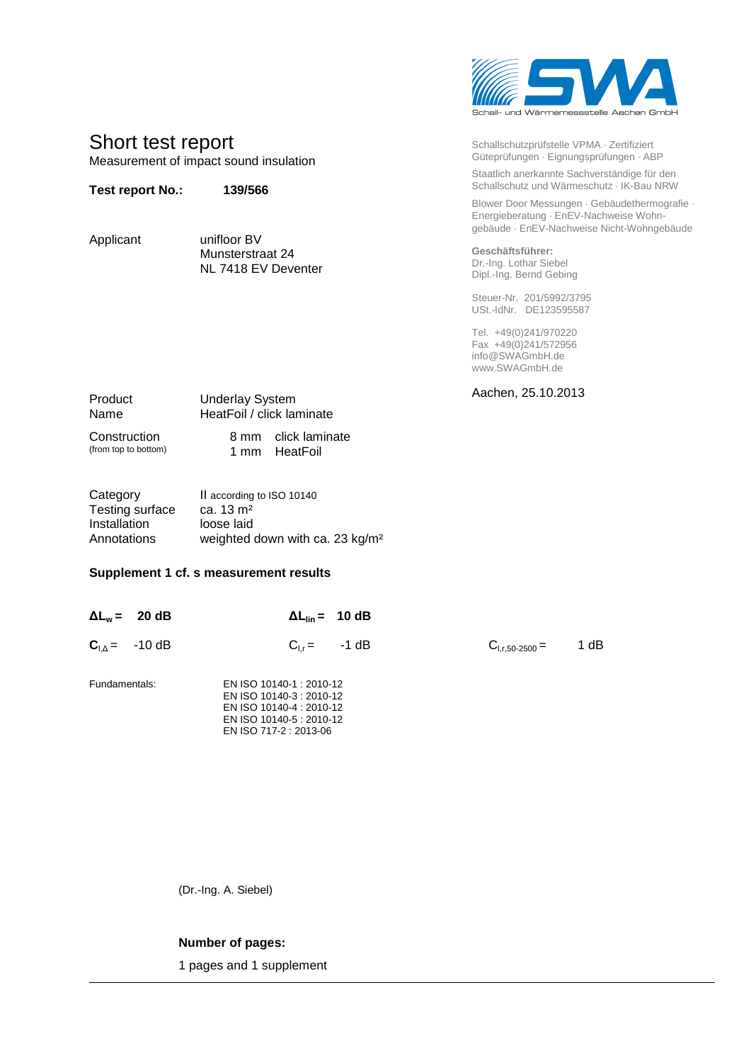SWA
Schall- und Wärmemessstelle Aachen GmbH

# Short test report

Measurement of impact sound insulation

**Test report No.:** **139/566**

Schallschutzprüfstelle VPMA · Zertifiziert Güteprüfungen · Eignungsprüfungen · ABP

Staatlich anerkannte Sachverständige für den Schallschutz und Wärmeschutz · IK-Bau NRW

Blower Door Messungen · Gebäudethermografie · Energieberatung · EnEV-Nachweise Wohngebäude · EnEV-Nachweise Nicht-Wohngebäude

**Geschäftsführer:**
Dr.-Ing. Lothar Siebel
Dipl.-Ing. Bernd Gebing

Steuer-Nr. 201/5992/3795
USt.-IdNr. DE123595587

Tel. +49(0)241/970220
Fax +49(0)241/572956
info@SWAGmbH.de
www.SWAGmbH.de

| | |
|---|---|
| Applicant | unifloor BV<br>Munsterstraat 24<br>NL 7418 EV Deventer |

Aachen, 25.10.2013

| | |
|---|---|
| Product | Underlay System |
| Name | HeatFoil / click laminate |
| Construction (from top to bottom) | 8 mm click laminate<br>1 mm HeatFoil |

| | |
|---|---|
| Category | II according to ISO 10140 |
| Testing surface | ca. 13 m² |
| Installation | loose laid |
| Annotations | weighted down with ca. 23 kg/m² |

**Supplement 1 cf. s measurement results**

**$\Delta L_w$ = 20 dB** **$\Delta L_{lin}$ = 10 dB**

**$C_{I,\Delta}$** = -10 dB $C_{I,r}$ = -1 dB $C_{I,r,50\text{-}2500}$ = 1 dB

Fundamentals:
EN ISO 10140-1 : 2010-12
EN ISO 10140-3 : 2010-12
EN ISO 10140-4 : 2010-12
EN ISO 10140-5 : 2010-12
EN ISO 717-2 : 2013-06

(Dr.-Ing. A. Siebel)

**Number of pages:**

1 pages and 1 supplement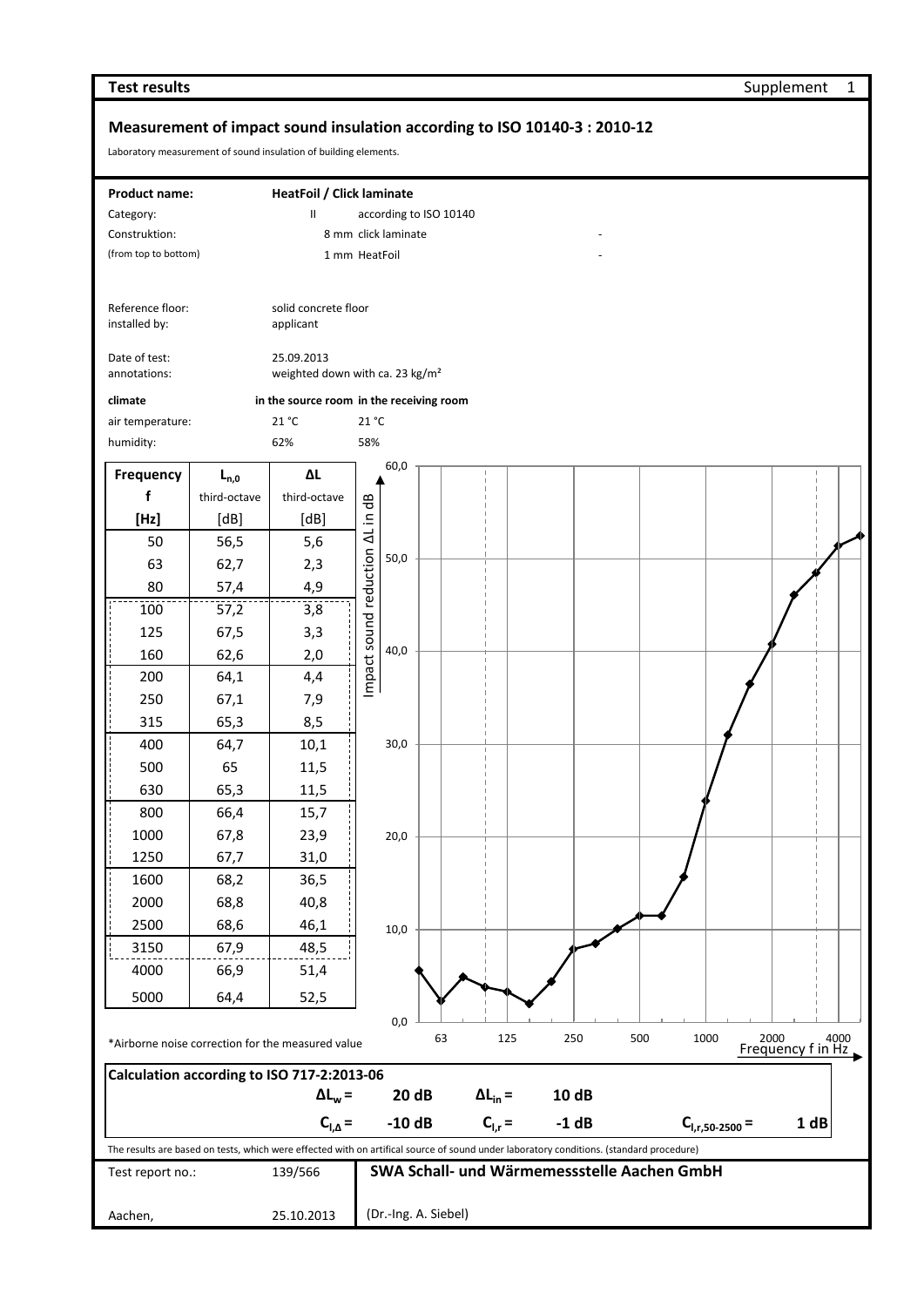**Test results** Supplement 1

## Measurement of impact sound insulation according to ISO 10140-3 : 2010-12

Laboratory measurement of sound insulation of building elements.

**Product name:** **HeatFoil / Click laminate**

Category: II according to ISO 10140

Construktion: 8 mm click laminate -

(from top to bottom) 1 mm HeatFoil -

Reference floor: solid concrete floor

installed by: applicant

Date of test: 25.09.2013

annotations: weighted down with ca. 23 kg/m²

| **climate** | **in the source room** | **in the receiving room** |
|---|---|---|
| air temperature: | 21 °C | 21 °C |
| humidity: | 62% | 58% |

| **Frequency** f [Hz] | $L_{n,0}$ third-octave [dB] | ΔL third-octave [dB] |
|---|---|---|
| 50 | 56,5 | 5,6 |
| 63 | 62,7 | 2,3 |
| 80 | 57,4 | 4,9 |
| 100 | 57,2 | 3,8 |
| 125 | 67,5 | 3,3 |
| 160 | 62,6 | 2,0 |
| 200 | 64,1 | 4,4 |
| 250 | 67,1 | 7,9 |
| 315 | 65,3 | 8,5 |
| 400 | 64,7 | 10,1 |
| 500 | 65 | 11,5 |
| 630 | 65,3 | 11,5 |
| 800 | 66,4 | 15,7 |
| 1000 | 67,8 | 23,9 |
| 1250 | 67,7 | 31,0 |
| 1600 | 68,2 | 36,5 |
| 2000 | 68,8 | 40,8 |
| 2500 | 68,6 | 46,1 |
| 3150 | 67,9 | 48,5 |
| 4000 | 66,9 | 51,4 |
| 5000 | 64,4 | 52,5 |

Impact sound reduction ΔL in dB

60,0
50,0
40,0
30,0
20,0
10,0
0,0

63 125 250 500 1000 2000 4000

Frequency f in Hz

*Airborne noise correction for the measured value

**Calculation according to ISO 717-2:2013-06**

| | | | |
|---|---|---|---|
| $\Delta L_w$ = | **20 dB** | $\Delta L_{in}$ = | **10 dB** |
| $C_{I,\Delta}$ = | **-10 dB** | $C_{I,r}$ = | **-1 dB** |
| $C_{I,r,50\text{-}2500}$ = | **1 dB** | | |

The results are based on tests, which were effected with on artifical source of sound under laboratory conditions. (standard procedure)

Test report no.: 139/566

**SWA Schall- und Wärmemessstelle Aachen GmbH**

Aachen, 25.10.2013

(Dr.-Ing. A. Siebel)